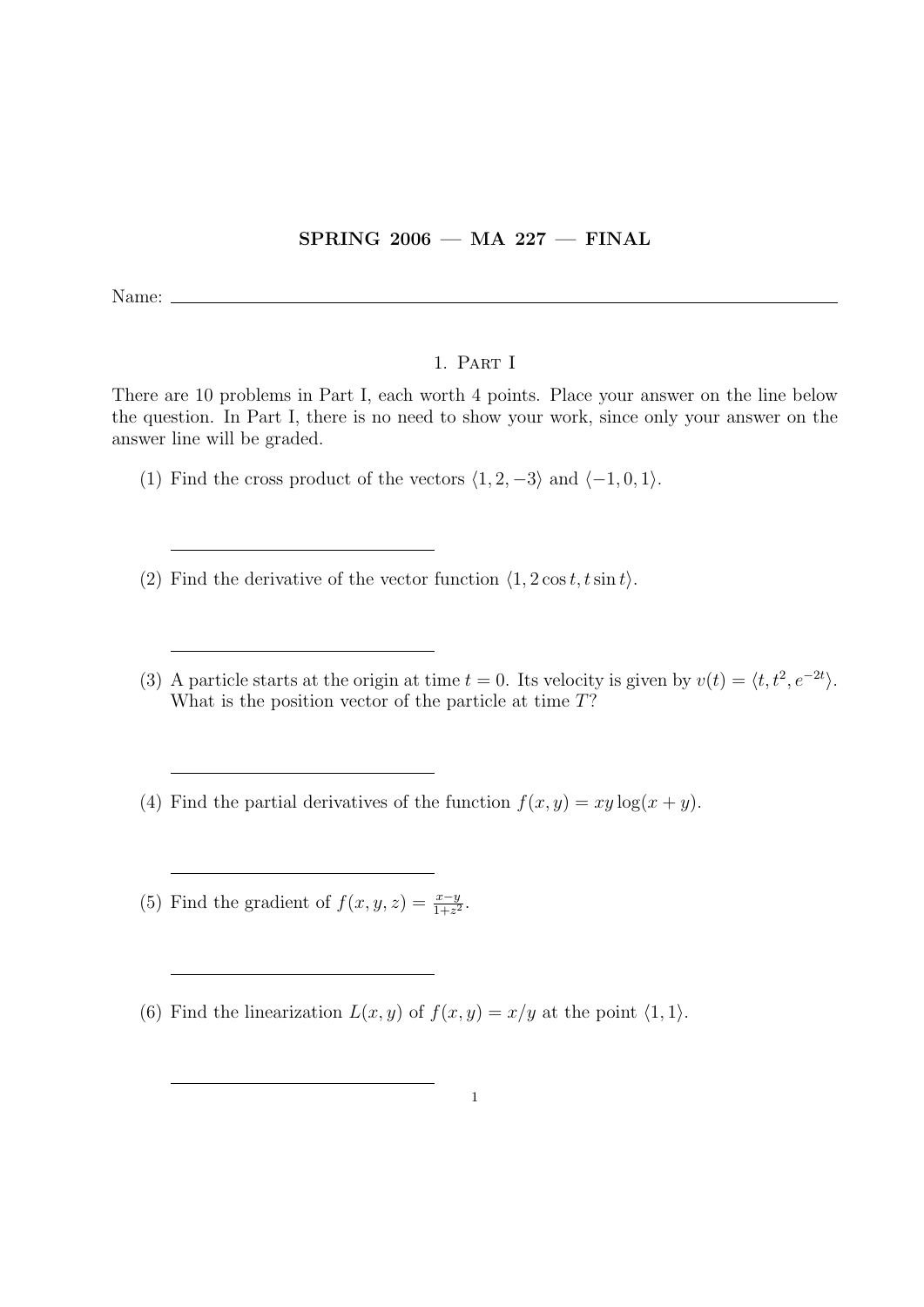# SPRING 2006 — MA 227 — FINAL

Name: \_\_\_\_\_\_\_\_\_\_\_\_\_\_\_\_\_\_\_\_\_\_\_\_\_\_\_\_\_\_\_\_\_\_\_\_\_\_\_\_

## 1. Part I

There are 10 problems in Part I, each worth 4 points. Place your answer on the line below the question. In Part I, there is no need to show your work, since only your answer on the answer line will be graded.

(1) Find the cross product of the vectors $\langle 1, 2, -3 \rangle$ and $\langle -1, 0, 1 \rangle$.

\_\_\_\_\_\_\_\_\_\_\_\_\_\_\_\_\_\_\_\_\_\_\_\_\_\_\_\_\_\_

(2) Find the derivative of the vector function $\langle 1, 2\cos t, t \sin t \rangle$.

\_\_\_\_\_\_\_\_\_\_\_\_\_\_\_\_\_\_\_\_\_\_\_\_\_\_\_\_\_\_

(3) A particle starts at the origin at time $t = 0$. Its velocity is given by $v(t) = \langle t, t^2, e^{-2t} \rangle$. What is the position vector of the particle at time $T$?

\_\_\_\_\_\_\_\_\_\_\_\_\_\_\_\_\_\_\_\_\_\_\_\_\_\_\_\_\_\_

(4) Find the partial derivatives of the function $f(x, y) = xy \log(x + y)$.

\_\_\_\_\_\_\_\_\_\_\_\_\_\_\_\_\_\_\_\_\_\_\_\_\_\_\_\_\_\_

(5) Find the gradient of $f(x, y, z) = \frac{x-y}{1+z^2}$.

\_\_\_\_\_\_\_\_\_\_\_\_\_\_\_\_\_\_\_\_\_\_\_\_\_\_\_\_\_\_

(6) Find the linearization $L(x, y)$ of $f(x, y) = x/y$ at the point $\langle 1, 1 \rangle$.

\_\_\_\_\_\_\_\_\_\_\_\_\_\_\_\_\_\_\_\_\_\_\_\_\_\_\_\_\_\_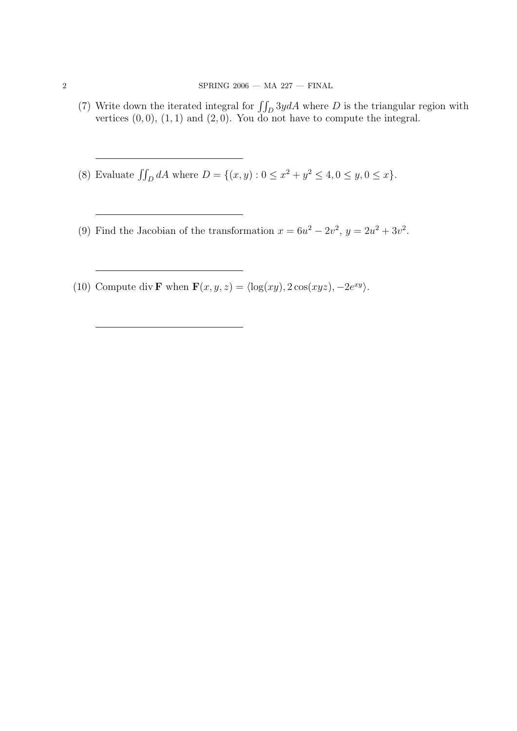(7) Write down the iterated integral for $\iint_D 3y dA$ where $D$ is the triangular region with vertices $(0,0)$, $(1,1)$ and $(2,0)$. You do not have to compute the integral.

______________________________

(8) Evaluate $\iint_D dA$ where $D = \{(x,y) : 0 \leq x^2 + y^2 \leq 4, 0 \leq y, 0 \leq x\}$.

______________________________

(9) Find the Jacobian of the transformation $x = 6u^2 - 2v^2$, $y = 2u^2 + 3v^2$.

______________________________

(10) Compute $\operatorname{div} \mathbf{F}$ when $\mathbf{F}(x,y,z) = \langle \log(xy), 2\cos(xyz), -2e^{xy} \rangle$.

______________________________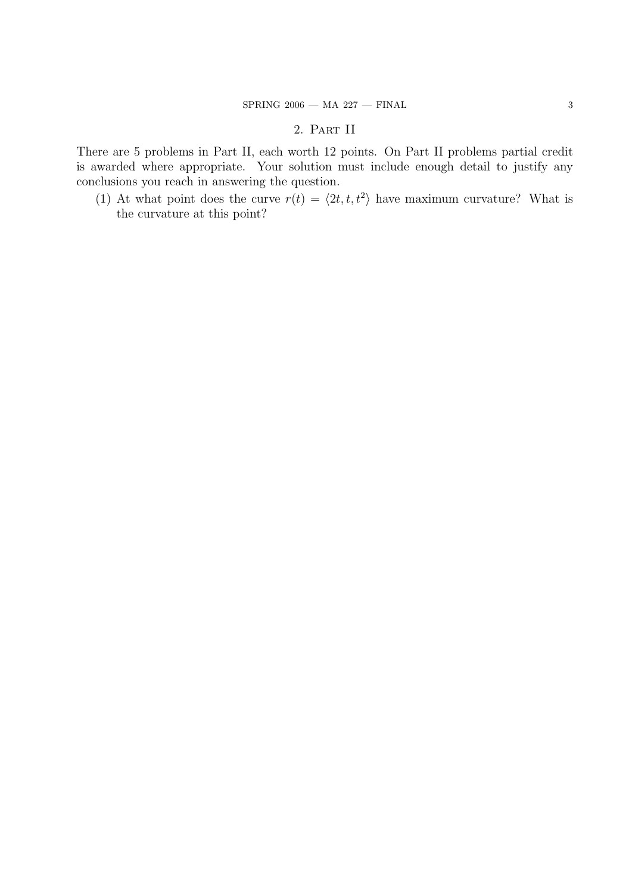## 2. Part II

There are 5 problems in Part II, each worth 12 points. On Part II problems partial credit is awarded where appropriate. Your solution must include enough detail to justify any conclusions you reach in answering the question.

(1) At what point does the curve $r(t) = \langle 2t, t, t^2 \rangle$ have maximum curvature? What is the curvature at this point?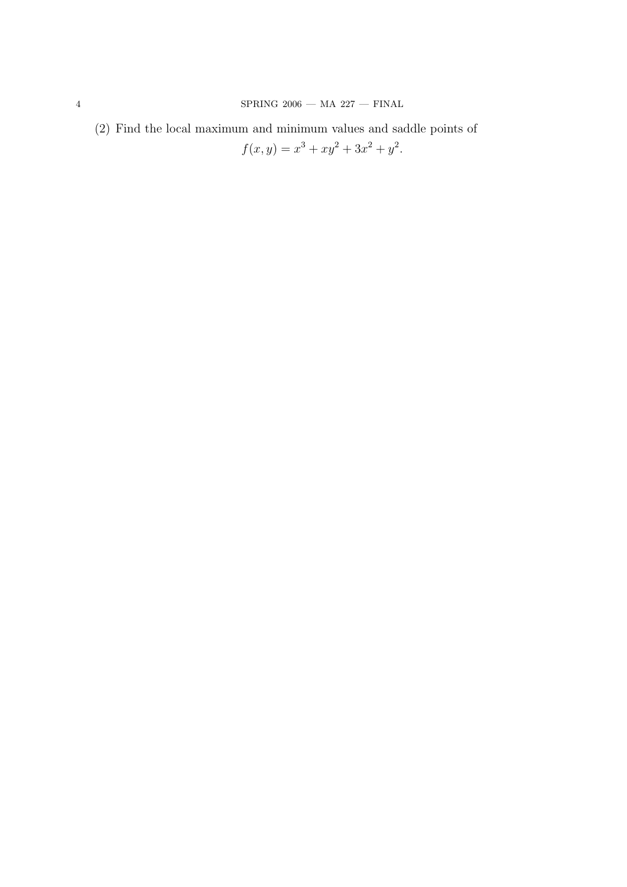(2) Find the local maximum and minimum values and saddle points of

$$f(x, y) = x^3 + xy^2 + 3x^2 + y^2.$$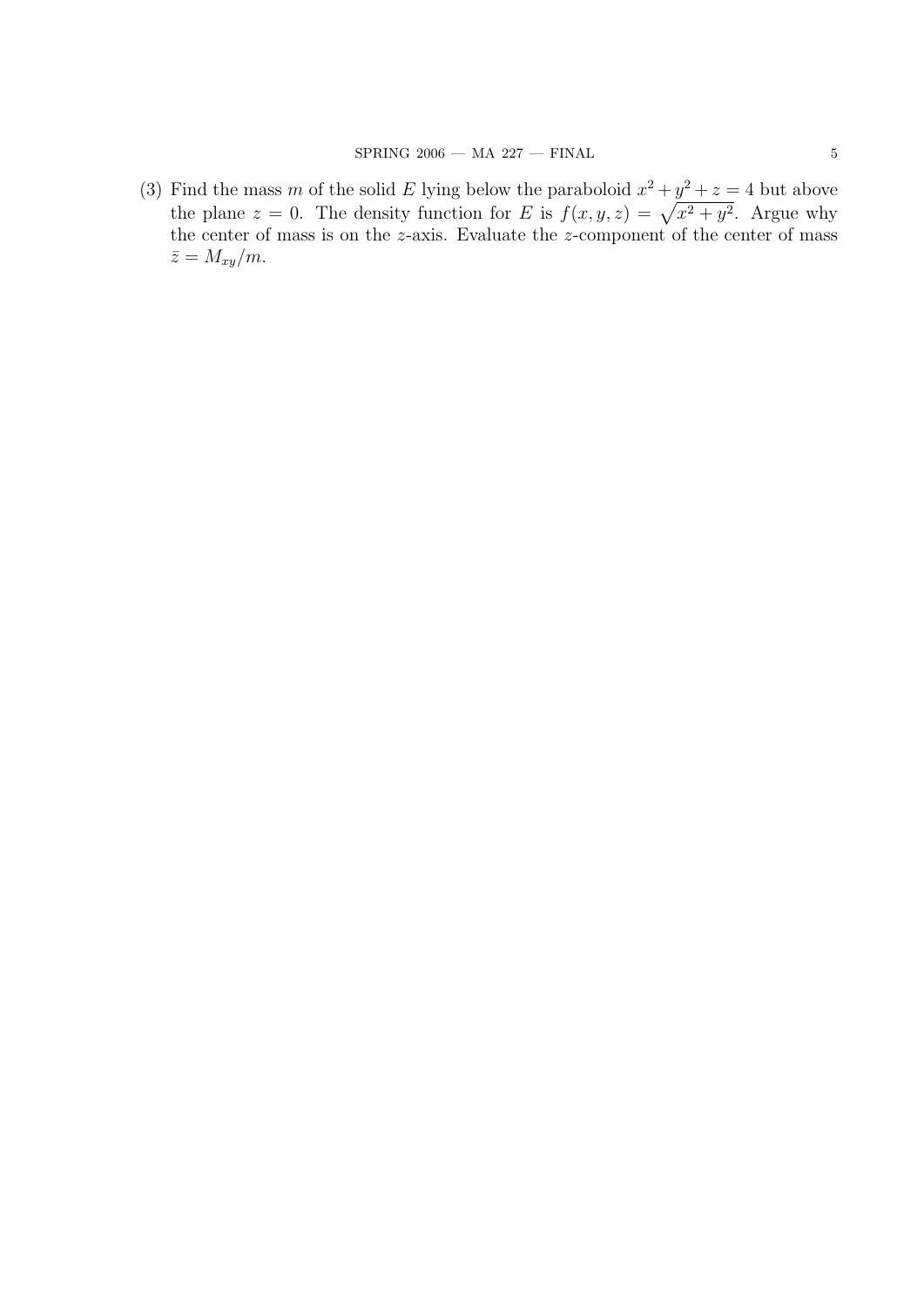(3) Find the mass $m$ of the solid $E$ lying below the paraboloid $x^2 + y^2 + z = 4$ but above the plane $z = 0$. The density function for $E$ is $f(x, y, z) = \sqrt{x^2 + y^2}$. Argue why the center of mass is on the $z$-axis. Evaluate the $z$-component of the center of mass $\bar{z} = M_{xy}/m$.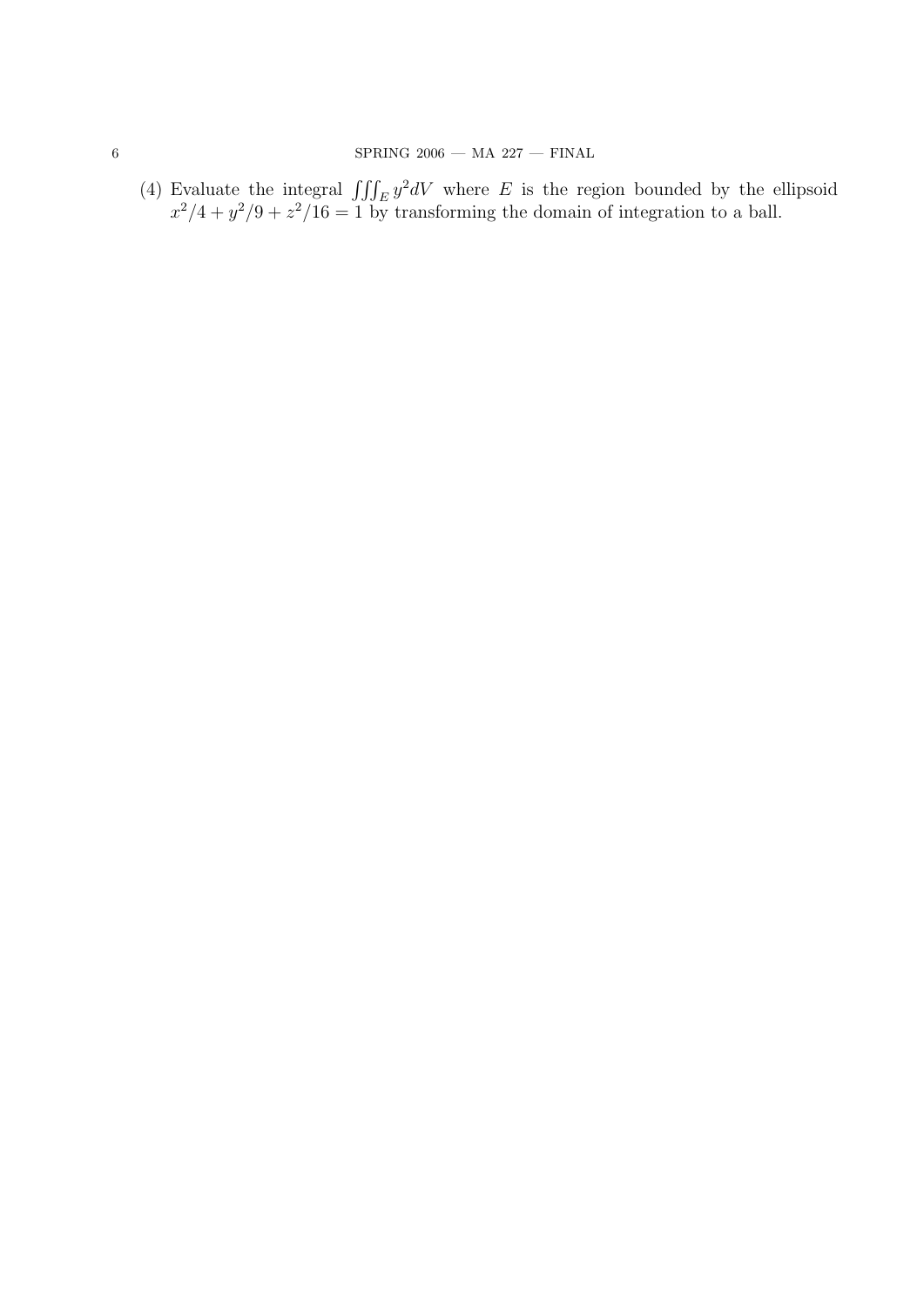(4) Evaluate the integral $\iiint_E y^2 dV$ where $E$ is the region bounded by the ellipsoid $x^2/4 + y^2/9 + z^2/16 = 1$ by transforming the domain of integration to a ball.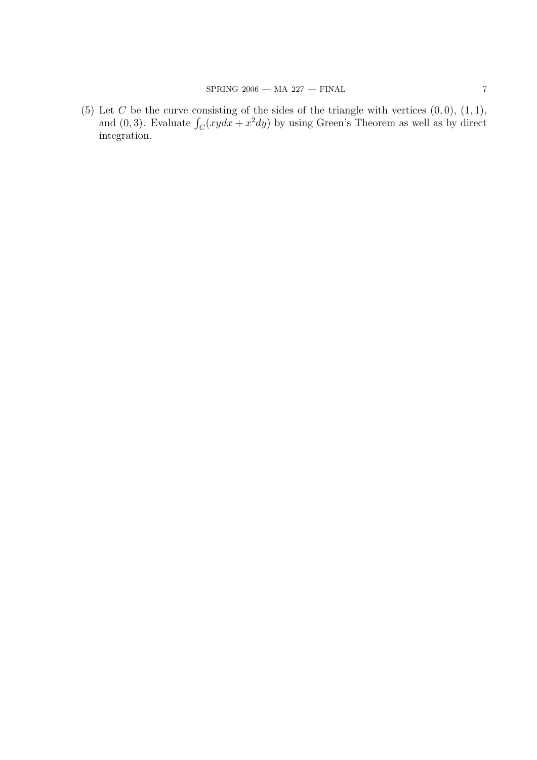(5) Let $C$ be the curve consisting of the sides of the triangle with vertices $(0, 0)$, $(1, 1)$, and $(0, 3)$. Evaluate $\int_C (xy dx + x^2 dy)$ by using Green's Theorem as well as by direct integration.